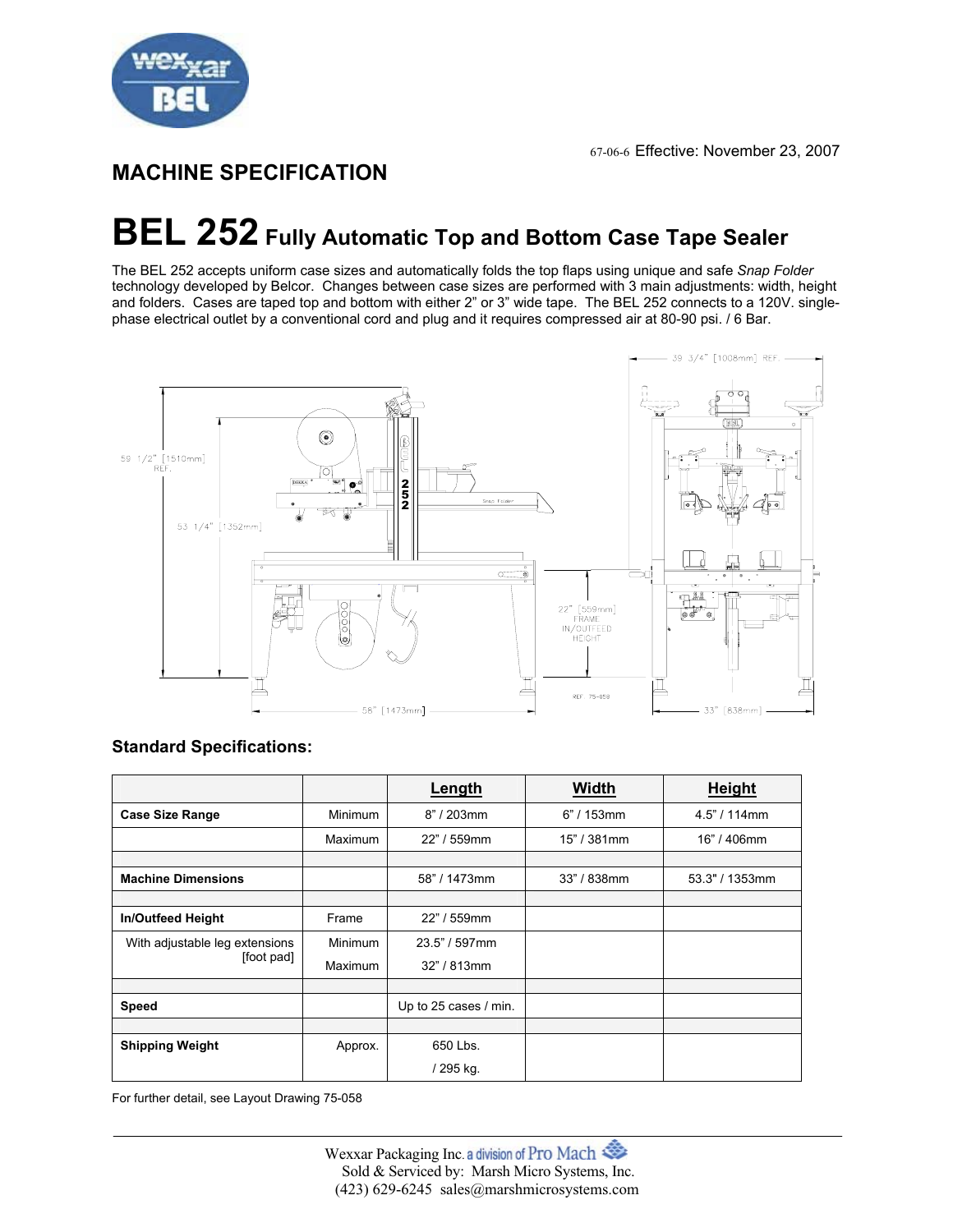67-06-6 Effective: November 23, 2007

## MACHINE SPECIFICATION

# BEL 252 Fully Automatic Top and Bottom Case Tape Sealer

The BEL 252 accepts uniform case sizes and automatically folds the top flaps using unique and safe *Snap Folder* technology developed by Belcor. Changes between case sizes are performed with 3 main adjustments: width, height and folders. Cases are taped top and bottom with either 2" or 3" wide tape. The BEL 252 connects to a 120V. single-phase electrical outlet by a conventional cord and plug and it requires compressed air at 80-90 psi. / 6 Bar.

### Standard Specifications:

| | | Length | Width | Height |
|---|---|---|---|---|
| **Case Size Range** | Minimum | 8" / 203mm | 6" / 153mm | 4.5" / 114mm |
| | Maximum | 22" / 559mm | 15" / 381mm | 16" / 406mm |
| | | | | |
| **Machine Dimensions** | | 58" / 1473mm | 33" / 838mm | 53.3" / 1353mm |
| | | | | |
| **In/Outfeed Height** | Frame | 22" / 559mm | | |
| With adjustable leg extensions [foot pad] | Minimum | 23.5" / 597mm | | |
| | Maximum | 32" / 813mm | | |
| | | | | |
| **Speed** | | Up to 25 cases / min. | | |
| | | | | |
| **Shipping Weight** | Approx. | 650 Lbs. / 295 kg. | | |

For further detail, see Layout Drawing 75-058

Wexxar Packaging Inc. a division of Pro Mach
Sold & Serviced by: Marsh Micro Systems, Inc.
(423) 629-6245 sales@marshmicrosystems.com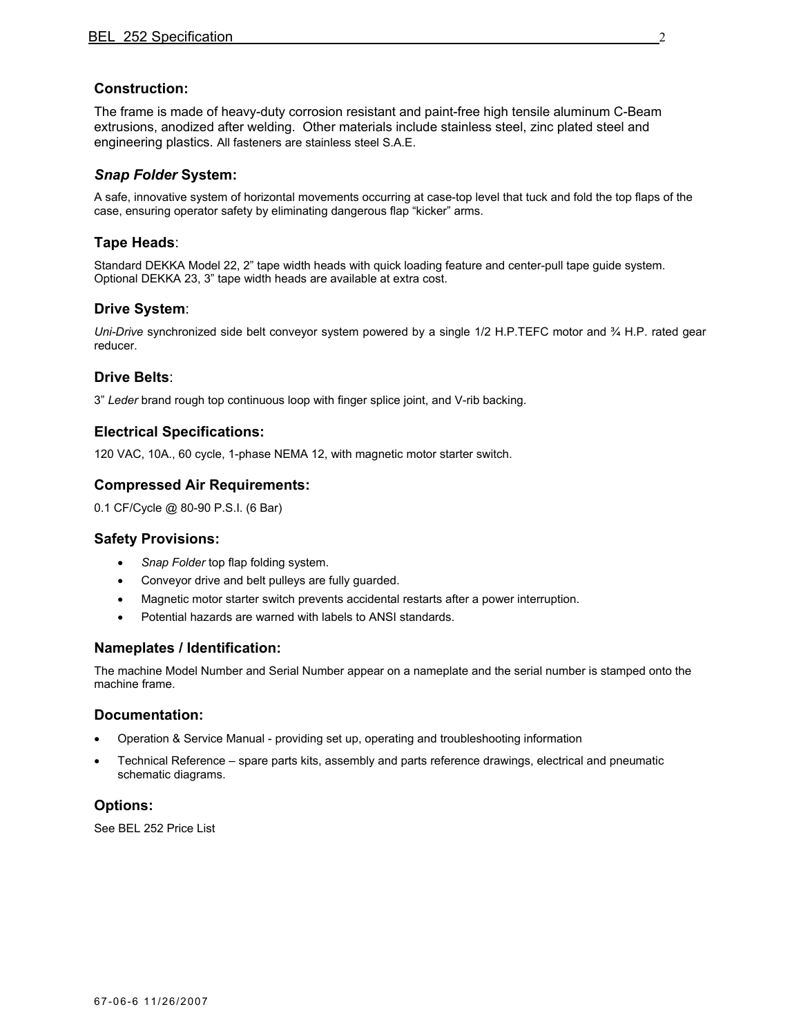## Construction:

The frame is made of heavy-duty corrosion resistant and paint-free high tensile aluminum C-Beam extrusions, anodized after welding. Other materials include stainless steel, zinc plated steel and engineering plastics. All fasteners are stainless steel S.A.E.

## *Snap Folder* System:

A safe, innovative system of horizontal movements occurring at case-top level that tuck and fold the top flaps of the case, ensuring operator safety by eliminating dangerous flap "kicker" arms.

## Tape Heads:

Standard DEKKA Model 22, 2" tape width heads with quick loading feature and center-pull tape guide system. Optional DEKKA 23, 3" tape width heads are available at extra cost.

## Drive System:

*Uni-Drive* synchronized side belt conveyor system powered by a single 1/2 H.P.TEFC motor and ¾ H.P. rated gear reducer.

## Drive Belts:

3" *Leder* brand rough top continuous loop with finger splice joint, and V-rib backing.

## Electrical Specifications:

120 VAC, 10A., 60 cycle, 1-phase NEMA 12, with magnetic motor starter switch.

## Compressed Air Requirements:

0.1 CF/Cycle @ 80-90 P.S.I. (6 Bar)

## Safety Provisions:

- *Snap Folder* top flap folding system.
- Conveyor drive and belt pulleys are fully guarded.
- Magnetic motor starter switch prevents accidental restarts after a power interruption.
- Potential hazards are warned with labels to ANSI standards.

## Nameplates / Identification:

The machine Model Number and Serial Number appear on a nameplate and the serial number is stamped onto the machine frame.

## Documentation:

- Operation & Service Manual - providing set up, operating and troubleshooting information
- Technical Reference – spare parts kits, assembly and parts reference drawings, electrical and pneumatic schematic diagrams.

## Options:

See BEL 252 Price List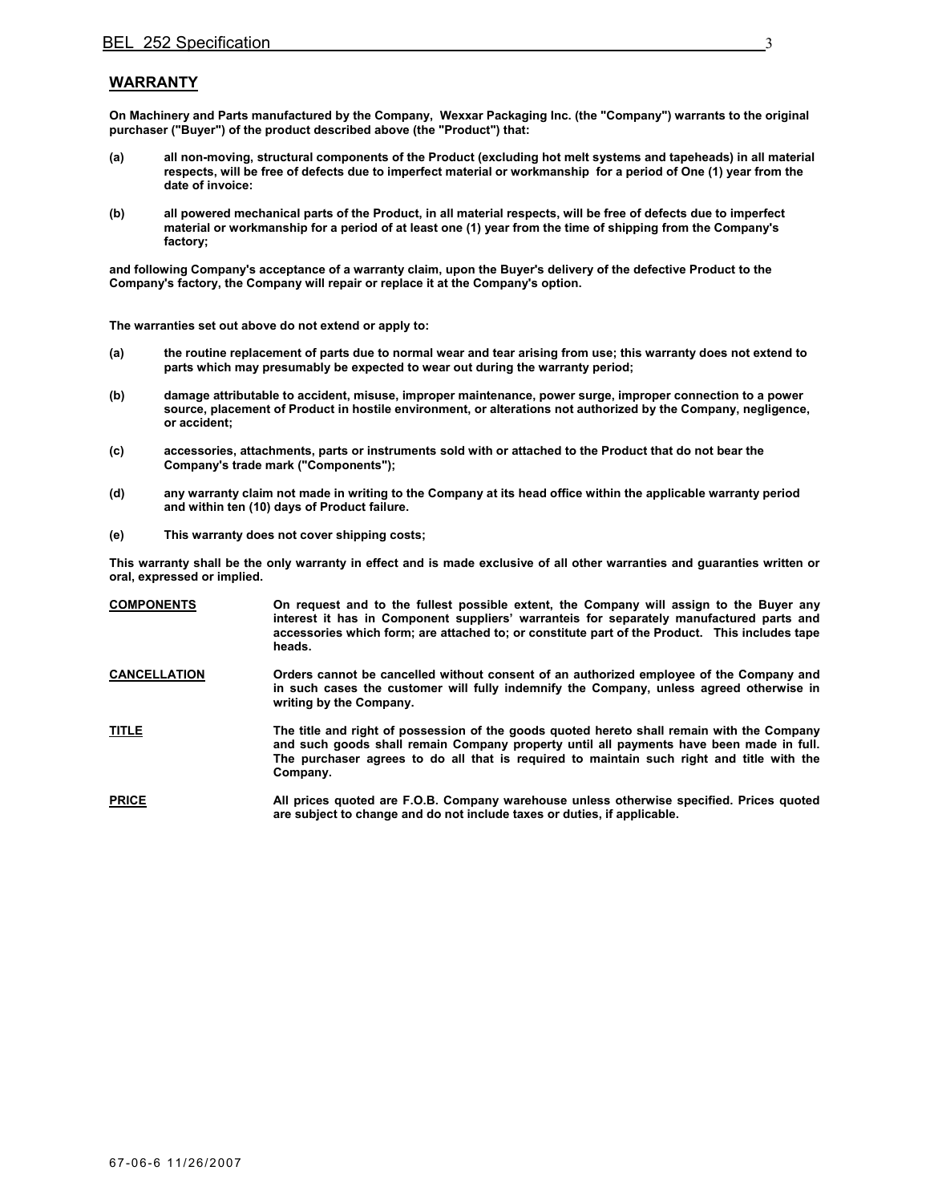## WARRANTY

**On Machinery and Parts manufactured by the Company, Wexxar Packaging Inc. (the "Company") warrants to the original purchaser ("Buyer") of the product described above (the "Product") that:**

**(a)** **all non-moving, structural components of the Product (excluding hot melt systems and tapeheads) in all material respects, will be free of defects due to imperfect material or workmanship for a period of One (1) year from the date of invoice:**

**(b)** **all powered mechanical parts of the Product, in all material respects, will be free of defects due to imperfect material or workmanship for a period of at least one (1) year from the time of shipping from the Company's factory;**

**and following Company's acceptance of a warranty claim, upon the Buyer's delivery of the defective Product to the Company's factory, the Company will repair or replace it at the Company's option.**

**The warranties set out above do not extend or apply to:**

**(a)** **the routine replacement of parts due to normal wear and tear arising from use; this warranty does not extend to parts which may presumably be expected to wear out during the warranty period;**

**(b)** **damage attributable to accident, misuse, improper maintenance, power surge, improper connection to a power source, placement of Product in hostile environment, or alterations not authorized by the Company, negligence, or accident;**

**(c)** **accessories, attachments, parts or instruments sold with or attached to the Product that do not bear the Company's trade mark ("Components");**

**(d)** **any warranty claim not made in writing to the Company at its head office within the applicable warranty period and within ten (10) days of Product failure.**

**(e)** **This warranty does not cover shipping costs;**

**This warranty shall be the only warranty in effect and is made exclusive of all other warranties and guaranties written or oral, expressed or implied.**

**COMPONENTS** **On request and to the fullest possible extent, the Company will assign to the Buyer any interest it has in Component suppliers' warranteis for separately manufactured parts and accessories which form; are attached to; or constitute part of the Product. This includes tape heads.**

**CANCELLATION** **Orders cannot be cancelled without consent of an authorized employee of the Company and in such cases the customer will fully indemnify the Company, unless agreed otherwise in writing by the Company.**

**TITLE** **The title and right of possession of the goods quoted hereto shall remain with the Company and such goods shall remain Company property until all payments have been made in full. The purchaser agrees to do all that is required to maintain such right and title with the Company.**

**PRICE** **All prices quoted are F.O.B. Company warehouse unless otherwise specified. Prices quoted are subject to change and do not include taxes or duties, if applicable.**